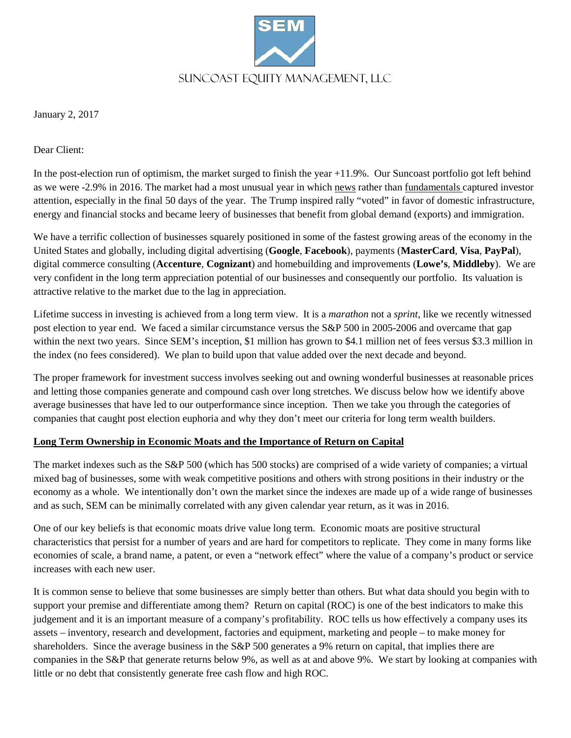SUNCOAST EQUITY MANAGEMENT, LLC

January 2, 2017

Dear Client:

In the post-election run of optimism, the market surged to finish the year +11.9%. Our Suncoast portfolio got left behind as we were -2.9% in 2016. The market had a most unusual year in which news rather than fundamentals captured investor attention, especially in the final 50 days of the year. The Trump inspired rally "voted" in favor of domestic infrastructure, energy and financial stocks and became leery of businesses that benefit from global demand (exports) and immigration.

We have a terrific collection of businesses squarely positioned in some of the fastest growing areas of the economy in the United States and globally, including digital advertising (**Google**, **Facebook**), payments (**MasterCard**, **Visa**, **PayPal**), digital commerce consulting (**Accenture**, **Cognizant**) and homebuilding and improvements (**Lowe's**, **Middleby**). We are very confident in the long term appreciation potential of our businesses and consequently our portfolio. Its valuation is attractive relative to the market due to the lag in appreciation.

Lifetime success in investing is achieved from a long term view. It is a *marathon* not a *sprint*, like we recently witnessed post election to year end. We faced a similar circumstance versus the S&P 500 in 2005-2006 and overcame that gap within the next two years. Since SEM's inception, $1 million has grown to $4.1 million net of fees versus $3.3 million in the index (no fees considered). We plan to build upon that value added over the next decade and beyond.

The proper framework for investment success involves seeking out and owning wonderful businesses at reasonable prices and letting those companies generate and compound cash over long stretches. We discuss below how we identify above average businesses that have led to our outperformance since inception. Then we take you through the categories of companies that caught post election euphoria and why they don't meet our criteria for long term wealth builders.

## Long Term Ownership in Economic Moats and the Importance of Return on Capital

The market indexes such as the S&P 500 (which has 500 stocks) are comprised of a wide variety of companies; a virtual mixed bag of businesses, some with weak competitive positions and others with strong positions in their industry or the economy as a whole. We intentionally don't own the market since the indexes are made up of a wide range of businesses and as such, SEM can be minimally correlated with any given calendar year return, as it was in 2016.

One of our key beliefs is that economic moats drive value long term. Economic moats are positive structural characteristics that persist for a number of years and are hard for competitors to replicate. They come in many forms like economies of scale, a brand name, a patent, or even a "network effect" where the value of a company's product or service increases with each new user.

It is common sense to believe that some businesses are simply better than others. But what data should you begin with to support your premise and differentiate among them? Return on capital (ROC) is one of the best indicators to make this judgement and it is an important measure of a company's profitability. ROC tells us how effectively a company uses its assets – inventory, research and development, factories and equipment, marketing and people – to make money for shareholders. Since the average business in the S&P 500 generates a 9% return on capital, that implies there are companies in the S&P that generate returns below 9%, as well as at and above 9%. We start by looking at companies with little or no debt that consistently generate free cash flow and high ROC.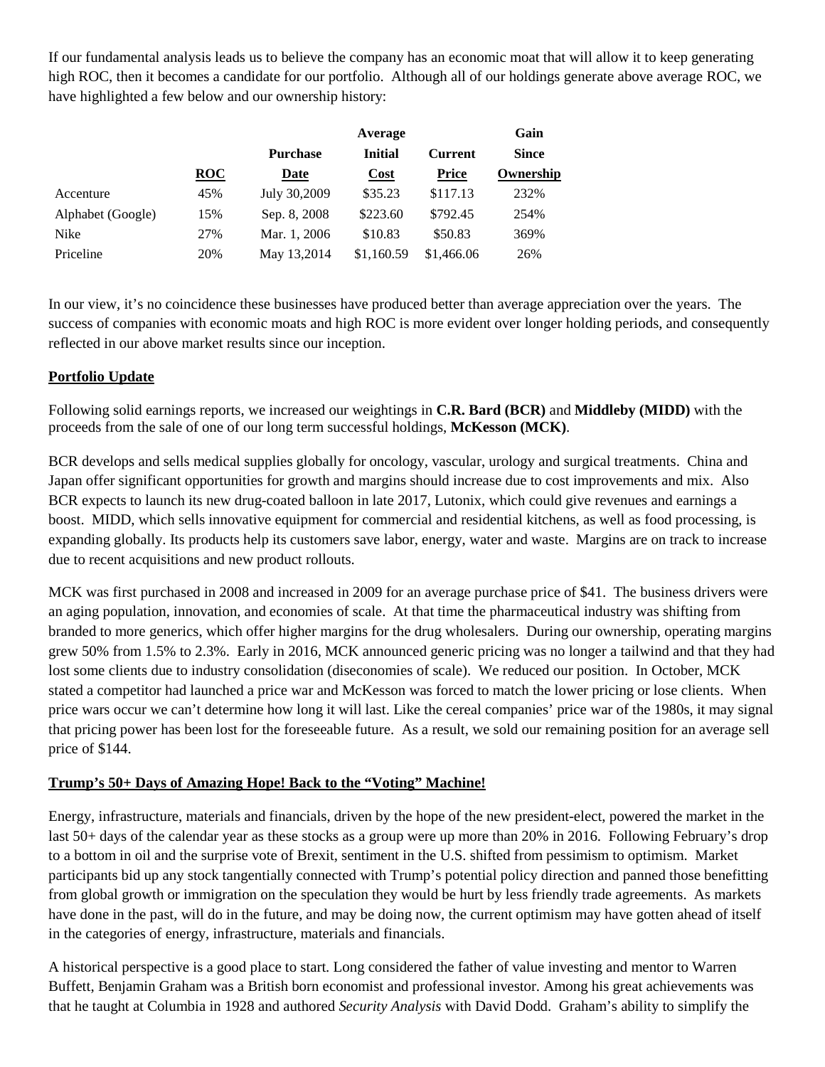If our fundamental analysis leads us to believe the company has an economic moat that will allow it to keep generating high ROC, then it becomes a candidate for our portfolio. Although all of our holdings generate above average ROC, we have highlighted a few below and our ownership history:

| | ROC | Purchase Date | Average Initial Cost | Current Price | Gain Since Ownership |
|---|---|---|---|---|---|
| Accenture | 45% | July 30,2009 | $35.23 | $117.13 | 232% |
| Alphabet (Google) | 15% | Sep. 8, 2008 | $223.60 | $792.45 | 254% |
| Nike | 27% | Mar. 1, 2006 | $10.83 | $50.83 | 369% |
| Priceline | 20% | May 13,2014 | $1,160.59 | $1,466.06 | 26% |

In our view, it's no coincidence these businesses have produced better than average appreciation over the years. The success of companies with economic moats and high ROC is more evident over longer holding periods, and consequently reflected in our above market results since our inception.

## Portfolio Update

Following solid earnings reports, we increased our weightings in **C.R. Bard (BCR)** and **Middleby (MIDD)** with the proceeds from the sale of one of our long term successful holdings, **McKesson (MCK)**.

BCR develops and sells medical supplies globally for oncology, vascular, urology and surgical treatments. China and Japan offer significant opportunities for growth and margins should increase due to cost improvements and mix. Also BCR expects to launch its new drug-coated balloon in late 2017, Lutonix, which could give revenues and earnings a boost. MIDD, which sells innovative equipment for commercial and residential kitchens, as well as food processing, is expanding globally. Its products help its customers save labor, energy, water and waste. Margins are on track to increase due to recent acquisitions and new product rollouts.

MCK was first purchased in 2008 and increased in 2009 for an average purchase price of $41. The business drivers were an aging population, innovation, and economies of scale. At that time the pharmaceutical industry was shifting from branded to more generics, which offer higher margins for the drug wholesalers. During our ownership, operating margins grew 50% from 1.5% to 2.3%. Early in 2016, MCK announced generic pricing was no longer a tailwind and that they had lost some clients due to industry consolidation (diseconomies of scale). We reduced our position. In October, MCK stated a competitor had launched a price war and McKesson was forced to match the lower pricing or lose clients. When price wars occur we can't determine how long it will last. Like the cereal companies' price war of the 1980s, it may signal that pricing power has been lost for the foreseeable future. As a result, we sold our remaining position for an average sell price of $144.

## Trump's 50+ Days of Amazing Hope! Back to the "Voting" Machine!

Energy, infrastructure, materials and financials, driven by the hope of the new president-elect, powered the market in the last 50+ days of the calendar year as these stocks as a group were up more than 20% in 2016. Following February's drop to a bottom in oil and the surprise vote of Brexit, sentiment in the U.S. shifted from pessimism to optimism. Market participants bid up any stock tangentially connected with Trump's potential policy direction and panned those benefitting from global growth or immigration on the speculation they would be hurt by less friendly trade agreements. As markets have done in the past, will do in the future, and may be doing now, the current optimism may have gotten ahead of itself in the categories of energy, infrastructure, materials and financials.

A historical perspective is a good place to start. Long considered the father of value investing and mentor to Warren Buffett, Benjamin Graham was a British born economist and professional investor. Among his great achievements was that he taught at Columbia in 1928 and authored *Security Analysis* with David Dodd. Graham's ability to simplify the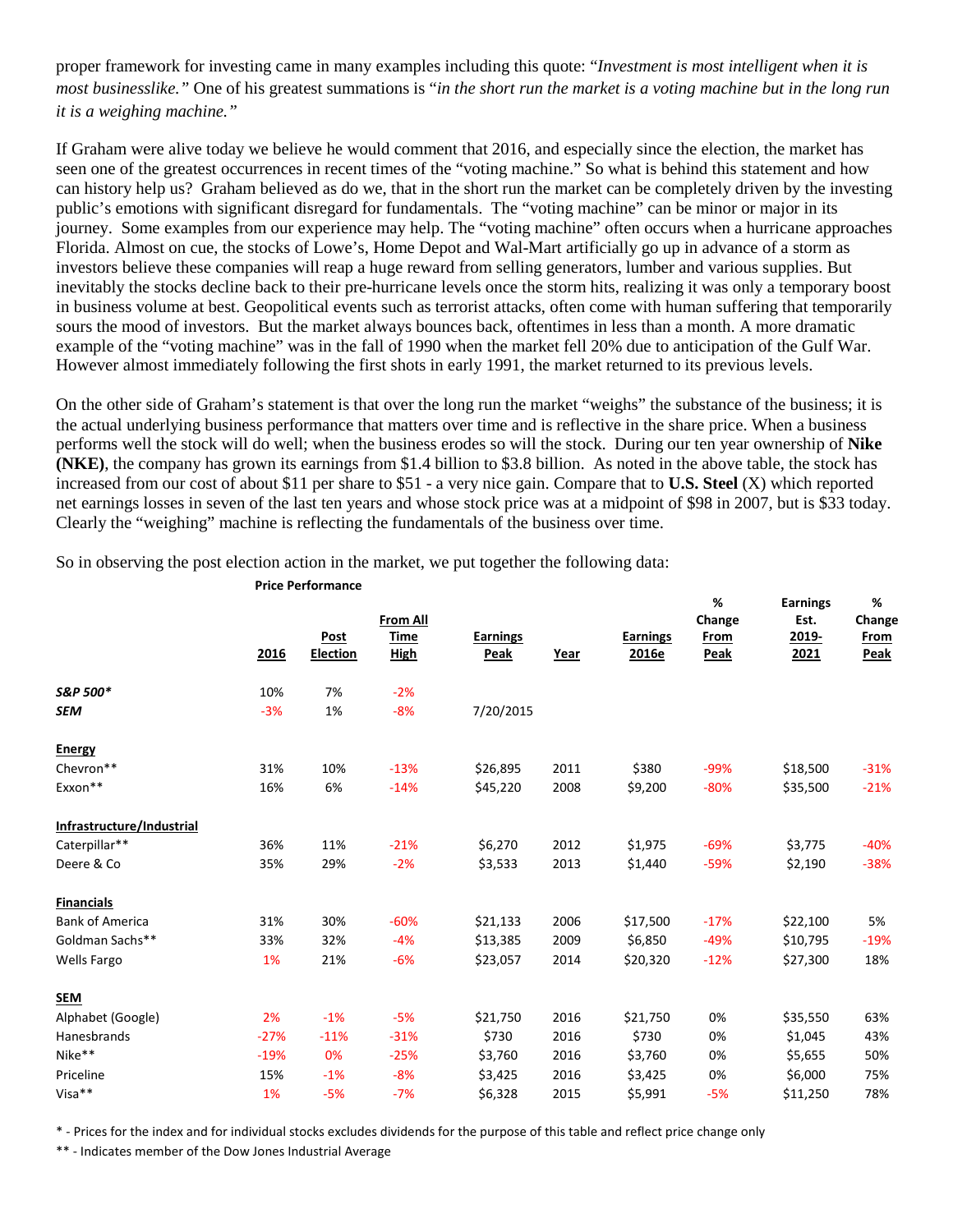proper framework for investing came in many examples including this quote: "*Investment is most intelligent when it is most businesslike.*" One of his greatest summations is "*in the short run the market is a voting machine but in the long run it is a weighing machine.*"

If Graham were alive today we believe he would comment that 2016, and especially since the election, the market has seen one of the greatest occurrences in recent times of the "voting machine." So what is behind this statement and how can history help us? Graham believed as do we, that in the short run the market can be completely driven by the investing public's emotions with significant disregard for fundamentals. The "voting machine" can be minor or major in its journey. Some examples from our experience may help. The "voting machine" often occurs when a hurricane approaches Florida. Almost on cue, the stocks of Lowe's, Home Depot and Wal-Mart artificially go up in advance of a storm as investors believe these companies will reap a huge reward from selling generators, lumber and various supplies. But inevitably the stocks decline back to their pre-hurricane levels once the storm hits, realizing it was only a temporary boost in business volume at best. Geopolitical events such as terrorist attacks, often come with human suffering that temporarily sours the mood of investors. But the market always bounces back, oftentimes in less than a month. A more dramatic example of the "voting machine" was in the fall of 1990 when the market fell 20% due to anticipation of the Gulf War. However almost immediately following the first shots in early 1991, the market returned to its previous levels.

On the other side of Graham's statement is that over the long run the market "weighs" the substance of the business; it is the actual underlying business performance that matters over time and is reflective in the share price. When a business performs well the stock will do well; when the business erodes so will the stock. During our ten year ownership of **Nike (NKE)**, the company has grown its earnings from $1.4 billion to $3.8 billion. As noted in the above table, the stock has increased from our cost of about $11 per share to $51 - a very nice gain. Compare that to **U.S. Steel** (X) which reported net earnings losses in seven of the last ten years and whose stock price was at a midpoint of $98 in 2007, but is $33 today. Clearly the "weighing" machine is reflecting the fundamentals of the business over time.

So in observing the post election action in the market, we put together the following data:

| | Price Performance | | | | | | | | |
|---|---|---|---|---|---|---|---|---|---|
| | 2016 | Post Election | From All Time High | Earnings Peak | Year | Earnings 2016e | % Change From Peak | Earnings Est. 2019-2021 | % Change From Peak |
| ***S&P 500**** | 10% | 7% | -2% | | | | | | |
| ***SEM*** | -3% | 1% | -8% | 7/20/2015 | | | | | |
| **Energy** | | | | | | | | | |
| Chevron** | 31% | 10% | -13% | $26,895 | 2011 | $380 | -99% | $18,500 | -31% |
| Exxon** | 16% | 6% | -14% | $45,220 | 2008 | $9,200 | -80% | $35,500 | -21% |
| **Infrastructure/Industrial** | | | | | | | | | |
| Caterpillar** | 36% | 11% | -21% | $6,270 | 2012 | $1,975 | -69% | $3,775 | -40% |
| Deere & Co | 35% | 29% | -2% | $3,533 | 2013 | $1,440 | -59% | $2,190 | -38% |
| **Financials** | | | | | | | | | |
| Bank of America | 31% | 30% | -60% | $21,133 | 2006 | $17,500 | -17% | $22,100 | 5% |
| Goldman Sachs** | 33% | 32% | -4% | $13,385 | 2009 | $6,850 | -49% | $10,795 | -19% |
| Wells Fargo | 1% | 21% | -6% | $23,057 | 2014 | $20,320 | -12% | $27,300 | 18% |
| **SEM** | | | | | | | | | |
| Alphabet (Google) | 2% | -1% | -5% | $21,750 | 2016 | $21,750 | 0% | $35,550 | 63% |
| Hanesbrands | -27% | -11% | -31% | $730 | 2016 | $730 | 0% | $1,045 | 43% |
| Nike** | -19% | 0% | -25% | $3,760 | 2016 | $3,760 | 0% | $5,655 | 50% |
| Priceline | 15% | -1% | -8% | $3,425 | 2016 | $3,425 | 0% | $6,000 | 75% |
| Visa** | 1% | -5% | -7% | $6,328 | 2015 | $5,991 | -5% | $11,250 | 78% |

\* - Prices for the index and for individual stocks excludes dividends for the purpose of this table and reflect price change only

** - Indicates member of the Dow Jones Industrial Average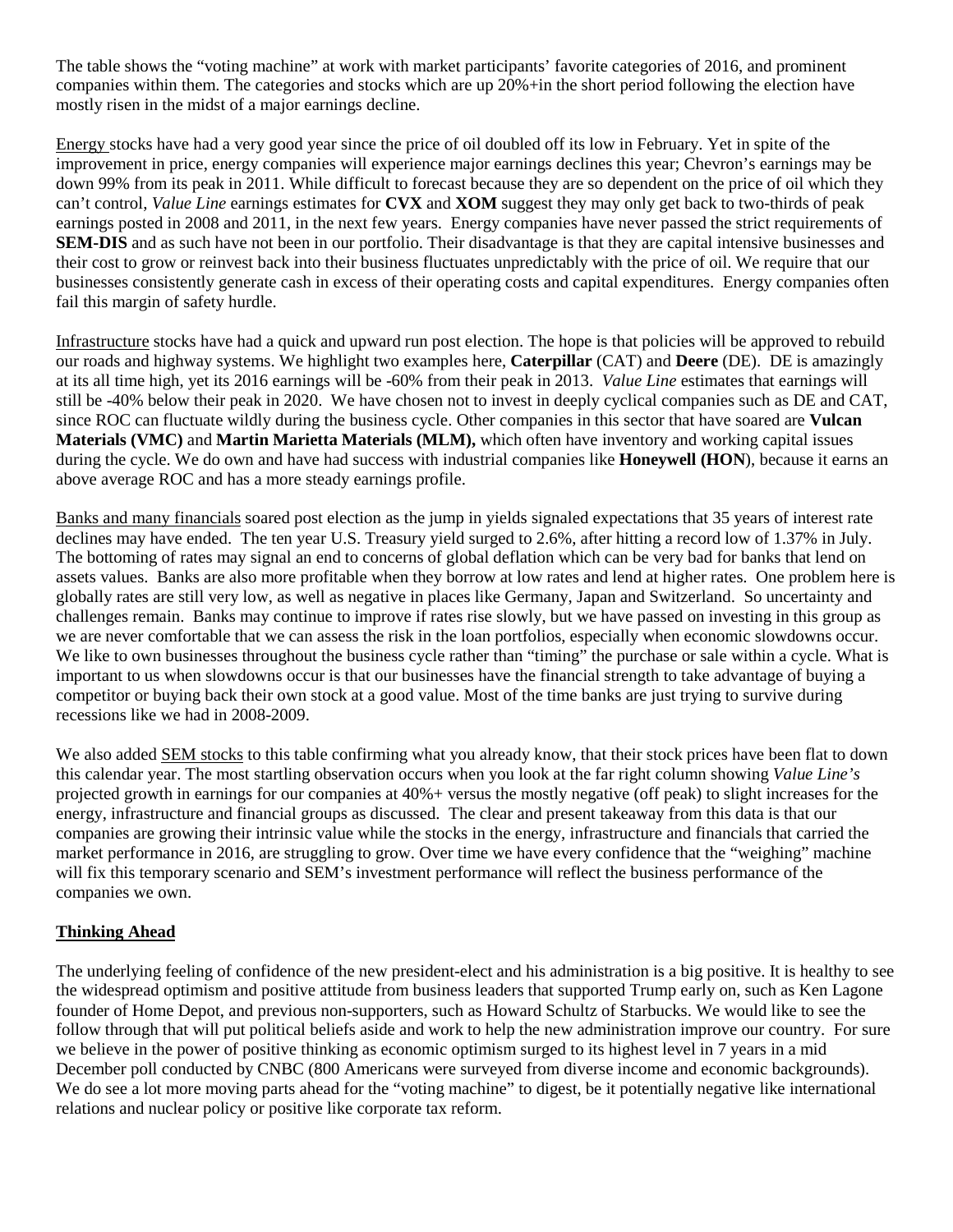The table shows the "voting machine" at work with market participants' favorite categories of 2016, and prominent companies within them. The categories and stocks which are up 20%+in the short period following the election have mostly risen in the midst of a major earnings decline.

Energy stocks have had a very good year since the price of oil doubled off its low in February. Yet in spite of the improvement in price, energy companies will experience major earnings declines this year; Chevron's earnings may be down 99% from its peak in 2011. While difficult to forecast because they are so dependent on the price of oil which they can't control, *Value Line* earnings estimates for **CVX** and **XOM** suggest they may only get back to two-thirds of peak earnings posted in 2008 and 2011, in the next few years. Energy companies have never passed the strict requirements of **SEM-DIS** and as such have not been in our portfolio. Their disadvantage is that they are capital intensive businesses and their cost to grow or reinvest back into their business fluctuates unpredictably with the price of oil. We require that our businesses consistently generate cash in excess of their operating costs and capital expenditures. Energy companies often fail this margin of safety hurdle.

Infrastructure stocks have had a quick and upward run post election. The hope is that policies will be approved to rebuild our roads and highway systems. We highlight two examples here, **Caterpillar** (CAT) and **Deere** (DE). DE is amazingly at its all time high, yet its 2016 earnings will be -60% from their peak in 2013. *Value Line* estimates that earnings will still be -40% below their peak in 2020. We have chosen not to invest in deeply cyclical companies such as DE and CAT, since ROC can fluctuate wildly during the business cycle. Other companies in this sector that have soared are **Vulcan Materials (VMC)** and **Martin Marietta Materials (MLM),** which often have inventory and working capital issues during the cycle. We do own and have had success with industrial companies like **Honeywell (HON**), because it earns an above average ROC and has a more steady earnings profile.

Banks and many financials soared post election as the jump in yields signaled expectations that 35 years of interest rate declines may have ended. The ten year U.S. Treasury yield surged to 2.6%, after hitting a record low of 1.37% in July. The bottoming of rates may signal an end to concerns of global deflation which can be very bad for banks that lend on assets values. Banks are also more profitable when they borrow at low rates and lend at higher rates. One problem here is globally rates are still very low, as well as negative in places like Germany, Japan and Switzerland. So uncertainty and challenges remain. Banks may continue to improve if rates rise slowly, but we have passed on investing in this group as we are never comfortable that we can assess the risk in the loan portfolios, especially when economic slowdowns occur. We like to own businesses throughout the business cycle rather than "timing" the purchase or sale within a cycle. What is important to us when slowdowns occur is that our businesses have the financial strength to take advantage of buying a competitor or buying back their own stock at a good value. Most of the time banks are just trying to survive during recessions like we had in 2008-2009.

We also added SEM stocks to this table confirming what you already know, that their stock prices have been flat to down this calendar year. The most startling observation occurs when you look at the far right column showing *Value Line's* projected growth in earnings for our companies at 40%+ versus the mostly negative (off peak) to slight increases for the energy, infrastructure and financial groups as discussed. The clear and present takeaway from this data is that our companies are growing their intrinsic value while the stocks in the energy, infrastructure and financials that carried the market performance in 2016, are struggling to grow. Over time we have every confidence that the "weighing" machine will fix this temporary scenario and SEM's investment performance will reflect the business performance of the companies we own.

## Thinking Ahead

The underlying feeling of confidence of the new president-elect and his administration is a big positive. It is healthy to see the widespread optimism and positive attitude from business leaders that supported Trump early on, such as Ken Lagone founder of Home Depot, and previous non-supporters, such as Howard Schultz of Starbucks. We would like to see the follow through that will put political beliefs aside and work to help the new administration improve our country. For sure we believe in the power of positive thinking as economic optimism surged to its highest level in 7 years in a mid December poll conducted by CNBC (800 Americans were surveyed from diverse income and economic backgrounds). We do see a lot more moving parts ahead for the "voting machine" to digest, be it potentially negative like international relations and nuclear policy or positive like corporate tax reform.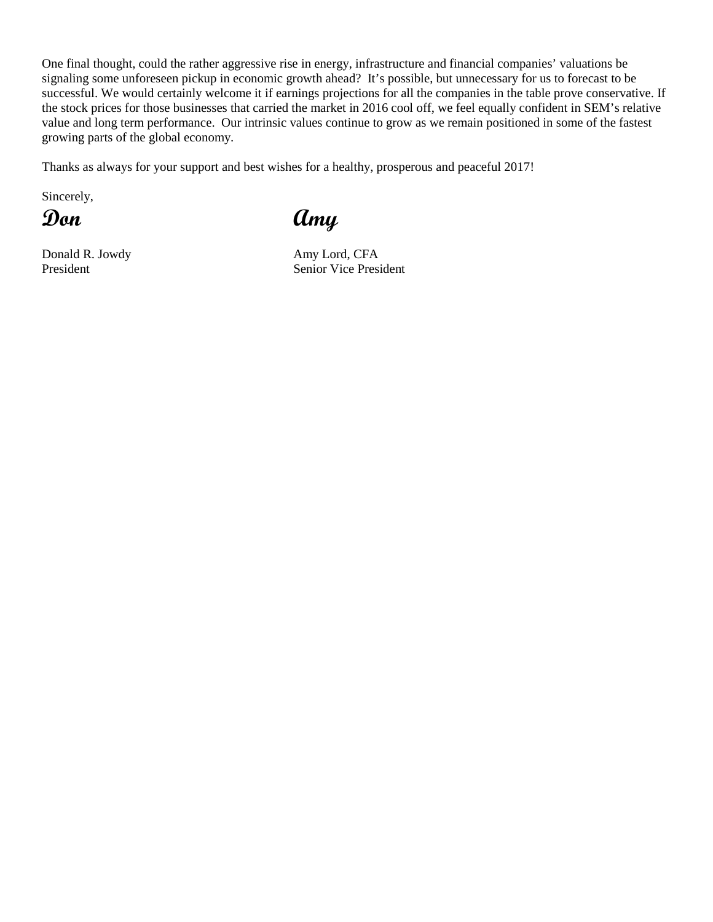One final thought, could the rather aggressive rise in energy, infrastructure and financial companies' valuations be signaling some unforeseen pickup in economic growth ahead? It's possible, but unnecessary for us to forecast to be successful. We would certainly welcome it if earnings projections for all the companies in the table prove conservative. If the stock prices for those businesses that carried the market in 2016 cool off, we feel equally confident in SEM's relative value and long term performance. Our intrinsic values continue to grow as we remain positioned in some of the fastest growing parts of the global economy.

Thanks as always for your support and best wishes for a healthy, prosperous and peaceful 2017!

Sincerely,

**Don** **Amy**

Donald R. Jowdy
President

Amy Lord, CFA
Senior Vice President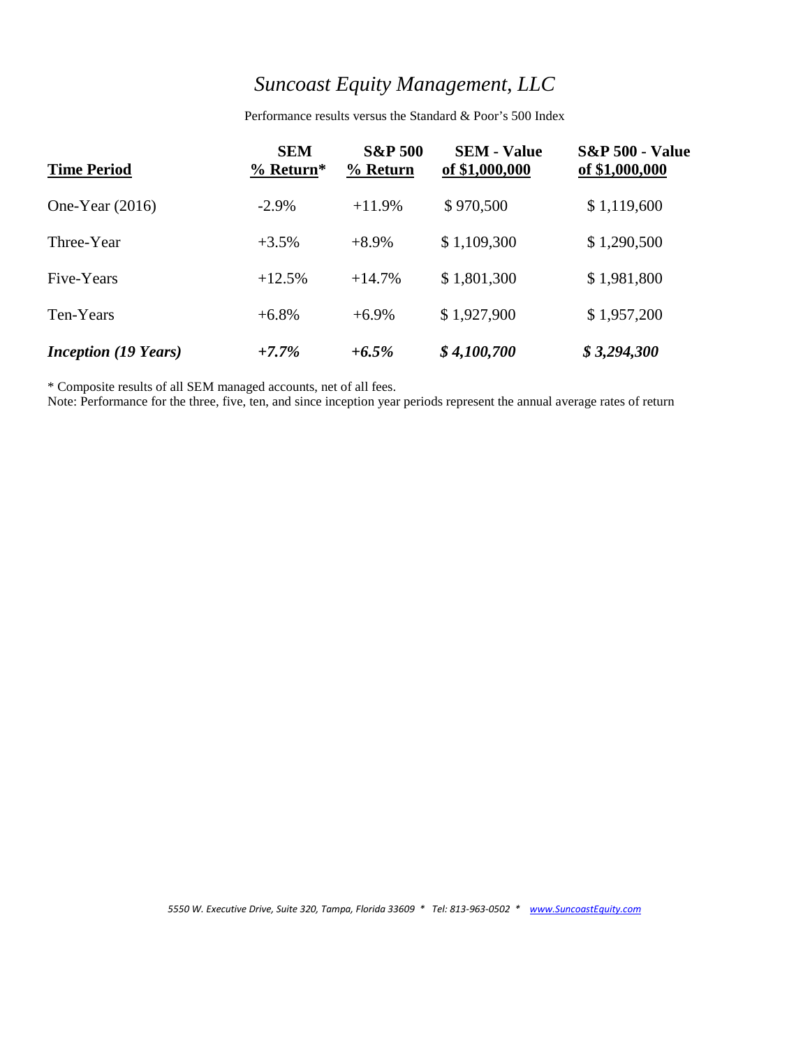# *Suncoast Equity Management, LLC*

Performance results versus the Standard & Poor's 500 Index

| **Time Period** | **SEM % Return*** | **S&P 500 % Return** | **SEM - Value of $1,000,000** | **S&P 500 - Value of $1,000,000** |
|---|---|---|---|---|
| One-Year (2016) | -2.9% | +11.9% | $ 970,500 | $ 1,119,600 |
| Three-Year | +3.5% | +8.9% | $ 1,109,300 | $ 1,290,500 |
| Five-Years | +12.5% | +14.7% | $ 1,801,300 | $ 1,981,800 |
| Ten-Years | +6.8% | +6.9% | $ 1,927,900 | $ 1,957,200 |
| ***Inception (19 Years)*** | ***+7.7%*** | ***+6.5%*** | ***$ 4,100,700*** | ***$ 3,294,300*** |

* Composite results of all SEM managed accounts, net of all fees.

Note: Performance for the three, five, ten, and since inception year periods represent the annual average rates of return

*5550 W. Executive Drive, Suite 320, Tampa, Florida 33609 * Tel: 813-963-0502 * www.SuncoastEquity.com*